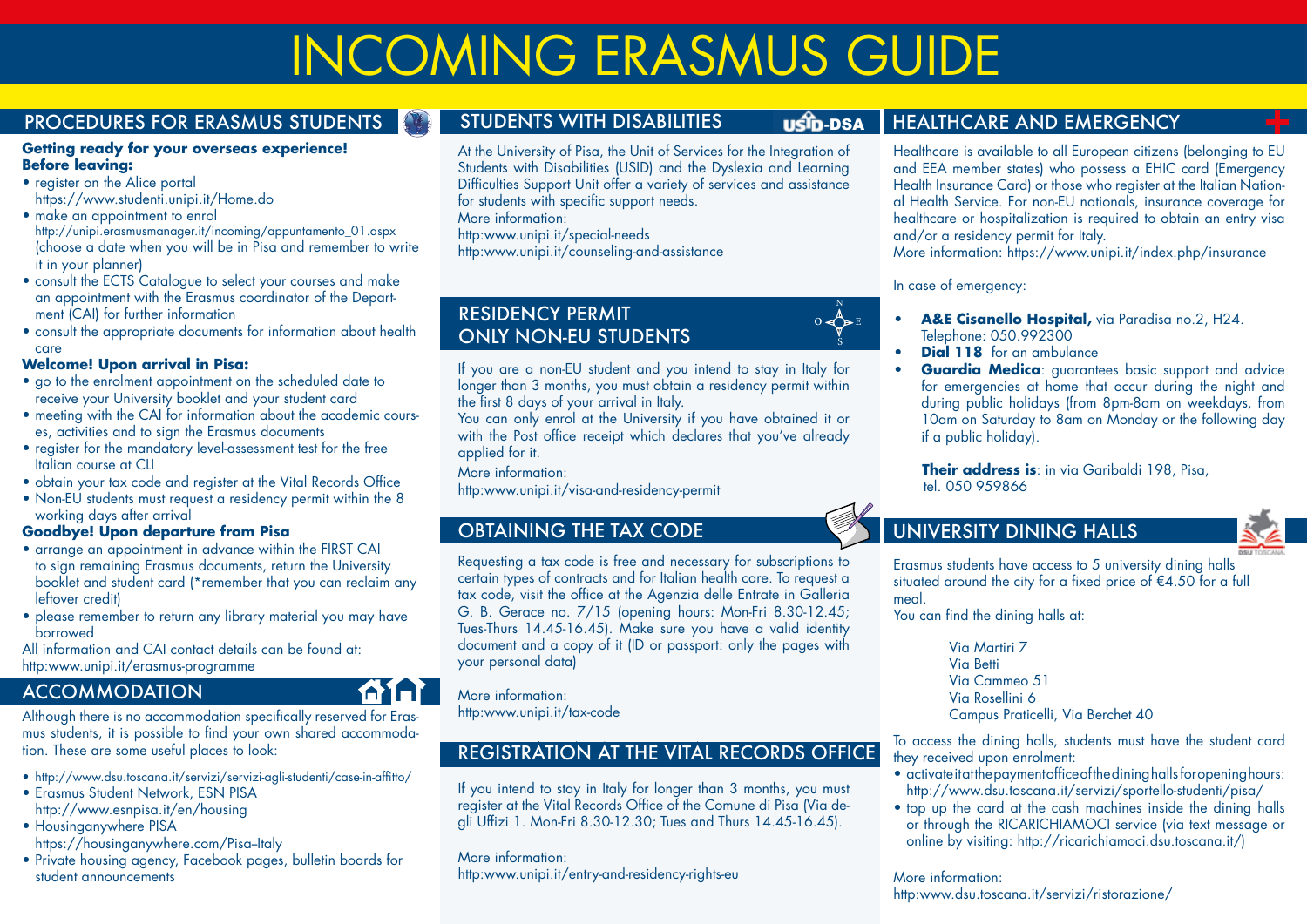# INCOMING ERASMUS GUIDE

## PROCEDURES FOR ERASMUS STUDENTS

**Getting ready for your overseas experience!**
**Before leaving:**

- register on the Alice portal https://www.studenti.unipi.it/Home.do
- make an appointment to enrol http://unipi.erasmusmanager.it/incoming/appuntamento_01.aspx (choose a date when you will be in Pisa and remember to write it in your planner)
- consult the ECTS Catalogue to select your courses and make an appointment with the Erasmus coordinator of the Department (CAI) for further information
- consult the appropriate documents for information about health care

**Welcome! Upon arrival in Pisa:**

- go to the enrolment appointment on the scheduled date to receive your University booklet and your student card
- meeting with the CAI for information about the academic courses, activities and to sign the Erasmus documents
- register for the mandatory level-assessment test for the free Italian course at CLI
- obtain your tax code and register at the Vital Records Office
- Non-EU students must request a residency permit within the 8 working days after arrival

**Goodbye! Upon departure from Pisa**

- arrange an appointment in advance within the FIRST CAI to sign remaining Erasmus documents, return the University booklet and student card (*remember that you can reclaim any leftover credit)
- please remember to return any library material you may have borrowed

All information and CAI contact details can be found at: http:www.unipi.it/erasmus-programme

## ACCOMMODATION

Although there is no accommodation specifically reserved for Erasmus students, it is possible to find your own shared accommodation. These are some useful places to look:

- http://www.dsu.toscana.it/servizi/servizi-agli-studenti/case-in-affitto/
- Erasmus Student Network, ESN PISA http://www.esnpisa.it/en/housing
- Housinganywhere PISA https://housinganywhere.com/Pisa–Italy
- Private housing agency, Facebook pages, bulletin boards for student announcements

## STUDENTS WITH DISABILITIES

At the University of Pisa, the Unit of Services for the Integration of Students with Disabilities (USID) and the Dyslexia and Learning Difficulties Support Unit offer a variety of services and assistance for students with specific support needs.
More information:
http:www.unipi.it/special-needs
http:www.unipi.it/counseling-and-assistance

## RESIDENCY PERMIT ONLY NON-EU STUDENTS

If you are a non-EU student and you intend to stay in Italy for longer than 3 months, you must obtain a residency permit within the first 8 days of your arrival in Italy.
You can only enrol at the University if you have obtained it or with the Post office receipt which declares that you've already applied for it.

More information:
http:www.unipi.it/visa-and-residency-permit

## OBTAINING THE TAX CODE

Requesting a tax code is free and necessary for subscriptions to certain types of contracts and for Italian health care. To request a tax code, visit the office at the Agenzia delle Entrate in Galleria G. B. Gerace no. 7/15 (opening hours: Mon-Fri 8.30-12.45; Tues-Thurs 14.45-16.45). Make sure you have a valid identity document and a copy of it (ID or passport: only the pages with your personal data)

More information:
http:www.unipi.it/tax-code

## REGISTRATION AT THE VITAL RECORDS OFFICE

If you intend to stay in Italy for longer than 3 months, you must register at the Vital Records Office of the Comune di Pisa (Via degli Uffizi 1. Mon-Fri 8.30-12.30; Tues and Thurs 14.45-16.45).

More information:
http:www.unipi.it/entry-and-residency-rights-eu

## HEALTHCARE AND EMERGENCY

Healthcare is available to all European citizens (belonging to EU and EEA member states) who possess a EHIC card (Emergency Health Insurance Card) or those who register at the Italian National Health Service. For non-EU nationals, insurance coverage for healthcare or hospitalization is required to obtain an entry visa and/or a residency permit for Italy.
More information: https://www.unipi.it/index.php/insurance

In case of emergency:

- **A&E Cisanello Hospital,** via Paradisa no.2, H24. Telephone: 050.992300
- **Dial 118** for an ambulance
- **Guardia Medica**: guarantees basic support and advice for emergencies at home that occur during the night and during public holidays (from 8pm-8am on weekdays, from 10am on Saturday to 8am on Monday or the following day if a public holiday).

**Their address is**: in via Garibaldi 198, Pisa, tel. 050 959866

## UNIVERSITY DINING HALLS

Erasmus students have access to 5 university dining halls situated around the city for a fixed price of €4.50 for a full meal.
You can find the dining halls at:

- Via Martiri 7
- Via Betti
- Via Cammeo 51
- Via Rosellini 6
- Campus Praticelli, Via Berchet 40

To access the dining halls, students must have the student card they received upon enrolment:

- activate it at the payment office of the dining halls for opening hours: http://www.dsu.toscana.it/servizi/sportello-studenti/pisa/
- top up the card at the cash machines inside the dining halls or through the RICARICHIAMOCI service (via text message or online by visiting: http://ricarichiamoci.dsu.toscana.it/)

More information:
http:www.dsu.toscana.it/servizi/ristorazione/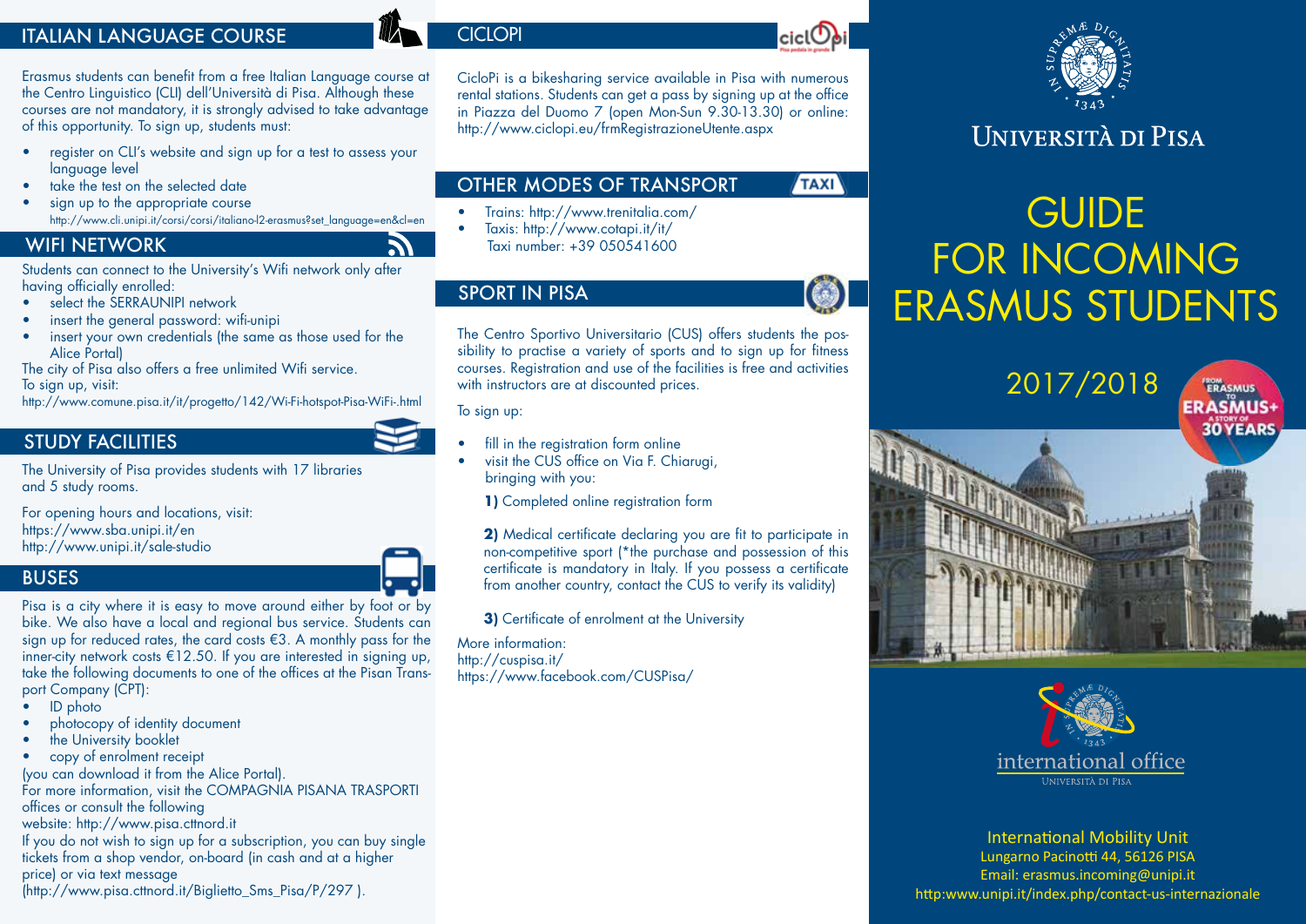## ITALIAN LANGUAGE COURSE

Erasmus students can benefit from a free Italian Language course at the Centro Linguistico (CLI) dell'Università di Pisa. Although these courses are not mandatory, it is strongly advised to take advantage of this opportunity. To sign up, students must:

- register on CLI's website and sign up for a test to assess your language level
- take the test on the selected date
- sign up to the appropriate course

http://www.cli.unipi.it/corsi/corsi/italiano-l2-erasmus?set_language=en&cl=en

## WIFI NETWORK

Students can connect to the University's Wifi network only after having officially enrolled:

- select the SERRAUNIPI network
- insert the general password: wifi-unipi
- insert your own credentials (the same as those used for the Alice Portal)

The city of Pisa also offers a free unlimited Wifi service.
To sign up, visit:
http://www.comune.pisa.it/it/progetto/142/Wi-Fi-hotspot-Pisa-WiFi-.html

## STUDY FACILITIES

The University of Pisa provides students with 17 libraries and 5 study rooms.

For opening hours and locations, visit:
https://www.sba.unipi.it/en
http://www.unipi.it/sale-studio

## BUSES

Pisa is a city where it is easy to move around either by foot or by bike. We also have a local and regional bus service. Students can sign up for reduced rates, the card costs €3. A monthly pass for the inner-city network costs €12.50. If you are interested in signing up, take the following documents to one of the offices at the Pisan Transport Company (CPT):

- ID photo
- photocopy of identity document
- the University booklet
- copy of enrolment receipt

(you can download it from the Alice Portal).
For more information, visit the COMPAGNIA PISANA TRASPORTI offices or consult the following
website: http://www.pisa.cttnord.it
If you do not wish to sign up for a subscription, you can buy single tickets from a shop vendor, on-board (in cash and at a higher price) or via text message
(http://www.pisa.cttnord.it/Biglietto_Sms_Pisa/P/297 ).

## CICLOPI

CicloPi is a bikesharing service available in Pisa with numerous rental stations. Students can get a pass by signing up at the office in Piazza del Duomo 7 (open Mon-Sun 9.30-13.30) or online: http://www.ciclopi.eu/frmRegistrazioneUtente.aspx

## OTHER MODES OF TRANSPORT

- Trains: http://www.trenitalia.com/
- Taxis: http://www.cotapi.it/it/
  Taxi number: +39 050541600

## SPORT IN PISA

The Centro Sportivo Universitario (CUS) offers students the possibility to practise a variety of sports and to sign up for fitness courses. Registration and use of the facilities is free and activities with instructors are at discounted prices.

To sign up:

- fill in the registration form online
- visit the CUS office on Via F. Chiarugi, bringing with you:

  **1)** Completed online registration form

  **2)** Medical certificate declaring you are fit to participate in non-competitive sport (*the purchase and possession of this certificate is mandatory in Italy. If you possess a certificate from another country, contact the CUS to verify its validity)

  **3)** Certificate of enrolment at the University

More information:
http://cuspisa.it/
https://www.facebook.com/CUSPisa/

UNIVERSITÀ DI PISA

# GUIDE FOR INCOMING ERASMUS STUDENTS

2017/2018

FROM ERASMUS TO ERASMUS+ A STORY OF 30 YEARS

international office
UNIVERSITÀ DI PISA

International Mobility Unit
Lungarno Pacinotti 44, 56126 PISA
Email: erasmus.incoming@unipi.it
http:www.unipi.it/index.php/contact-us-internazionale